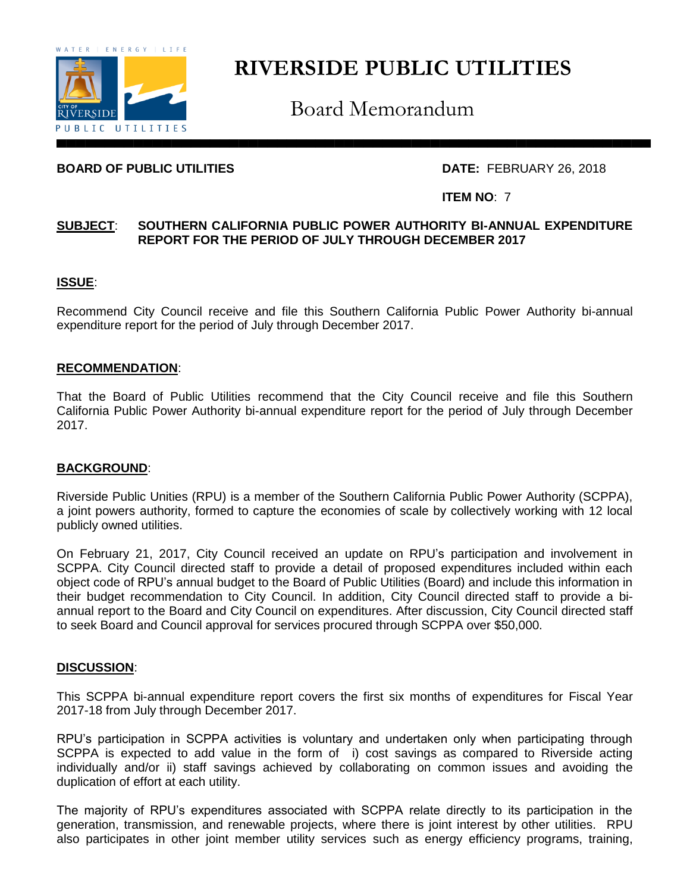# RIVERSIDE PUBLIC UTILITIES

## Board Memorandum

**BOARD OF PUBLIC UTILITIES** **DATE:** FEBRUARY 26, 2018

**ITEM NO**: 7

**SUBJECT**: **SOUTHERN CALIFORNIA PUBLIC POWER AUTHORITY BI-ANNUAL EXPENDITURE REPORT FOR THE PERIOD OF JULY THROUGH DECEMBER 2017**

**ISSUE**:

Recommend City Council receive and file this Southern California Public Power Authority bi-annual expenditure report for the period of July through December 2017.

**RECOMMENDATION**:

That the Board of Public Utilities recommend that the City Council receive and file this Southern California Public Power Authority bi-annual expenditure report for the period of July through December 2017.

**BACKGROUND**:

Riverside Public Unities (RPU) is a member of the Southern California Public Power Authority (SCPPA), a joint powers authority, formed to capture the economies of scale by collectively working with 12 local publicly owned utilities.

On February 21, 2017, City Council received an update on RPU's participation and involvement in SCPPA. City Council directed staff to provide a detail of proposed expenditures included within each object code of RPU's annual budget to the Board of Public Utilities (Board) and include this information in their budget recommendation to City Council. In addition, City Council directed staff to provide a bi-annual report to the Board and City Council on expenditures. After discussion, City Council directed staff to seek Board and Council approval for services procured through SCPPA over $50,000.

**DISCUSSION**:

This SCPPA bi-annual expenditure report covers the first six months of expenditures for Fiscal Year 2017-18 from July through December 2017.

RPU's participation in SCPPA activities is voluntary and undertaken only when participating through SCPPA is expected to add value in the form of i) cost savings as compared to Riverside acting individually and/or ii) staff savings achieved by collaborating on common issues and avoiding the duplication of effort at each utility.

The majority of RPU's expenditures associated with SCPPA relate directly to its participation in the generation, transmission, and renewable projects, where there is joint interest by other utilities. RPU also participates in other joint member utility services such as energy efficiency programs, training,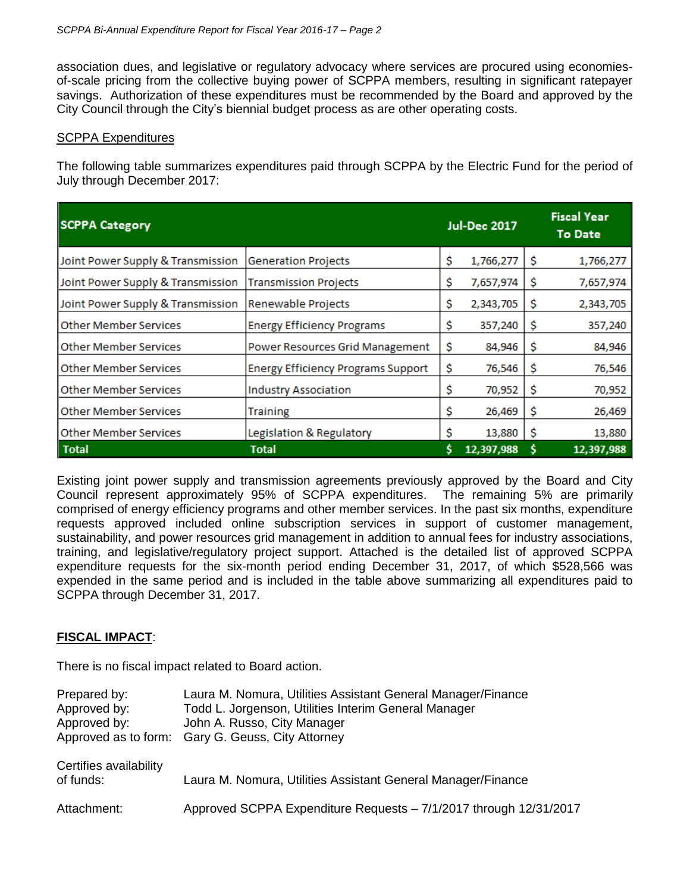association dues, and legislative or regulatory advocacy where services are procured using economies-of-scale pricing from the collective buying power of SCPPA members, resulting in significant ratepayer savings. Authorization of these expenditures must be recommended by the Board and approved by the City Council through the City's biennial budget process as are other operating costs.

SCPPA Expenditures

The following table summarizes expenditures paid through SCPPA by the Electric Fund for the period of July through December 2017:

| SCPPA Category | | Jul-Dec 2017 | Fiscal Year To Date |
|---|---|---|---|
| Joint Power Supply & Transmission | Generation Projects | $ 1,766,277 | $ 1,766,277 |
| Joint Power Supply & Transmission | Transmission Projects | $ 7,657,974 | $ 7,657,974 |
| Joint Power Supply & Transmission | Renewable Projects | $ 2,343,705 | $ 2,343,705 |
| Other Member Services | Energy Efficiency Programs | $ 357,240 | $ 357,240 |
| Other Member Services | Power Resources Grid Management | $ 84,946 | $ 84,946 |
| Other Member Services | Energy Efficiency Programs Support | $ 76,546 | $ 76,546 |
| Other Member Services | Industry Association | $ 70,952 | $ 70,952 |
| Other Member Services | Training | $ 26,469 | $ 26,469 |
| Other Member Services | Legislation & Regulatory | $ 13,880 | $ 13,880 |
| **Total** | **Total** | **$ 12,397,988** | **$ 12,397,988** |

Existing joint power supply and transmission agreements previously approved by the Board and City Council represent approximately 95% of SCPPA expenditures. The remaining 5% are primarily comprised of energy efficiency programs and other member services. In the past six months, expenditure requests approved included online subscription services in support of customer management, sustainability, and power resources grid management in addition to annual fees for industry associations, training, and legislative/regulatory project support. Attached is the detailed list of approved SCPPA expenditure requests for the six-month period ending December 31, 2017, of which $528,566 was expended in the same period and is included in the table above summarizing all expenditures paid to SCPPA through December 31, 2017.

**FISCAL IMPACT**:

There is no fiscal impact related to Board action.

Prepared by: Laura M. Nomura, Utilities Assistant General Manager/Finance
Approved by: Todd L. Jorgenson, Utilities Interim General Manager
Approved by: John A. Russo, City Manager
Approved as to form: Gary G. Geuss, City Attorney

Certifies availability of funds: Laura M. Nomura, Utilities Assistant General Manager/Finance

Attachment: Approved SCPPA Expenditure Requests – 7/1/2017 through 12/31/2017